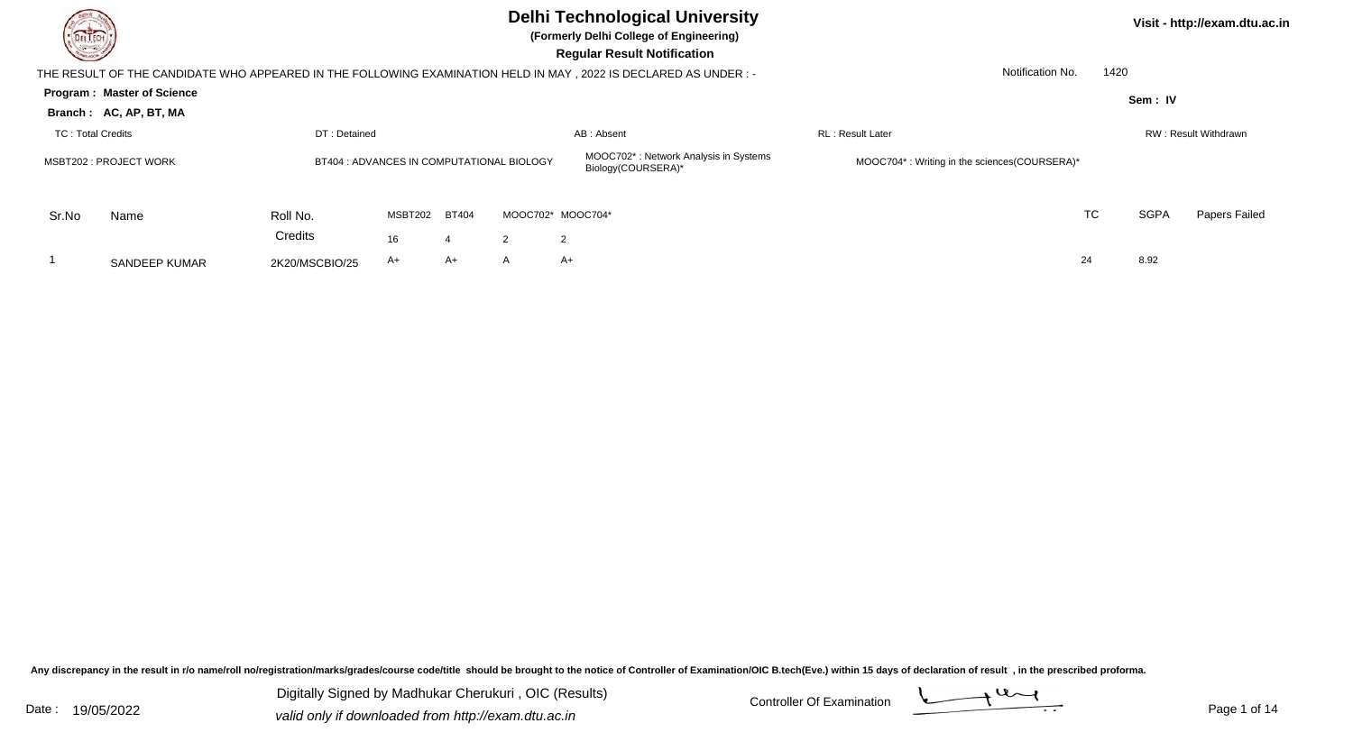# Delhi Technological University

**(Formerly Delhi College of Engineering)**

**Regular Result Notification**

Visit - http://exam.dtu.ac.in

THE RESULT OF THE CANDIDATE WHO APPEARED IN THE FOLLOWING EXAMINATION HELD IN MAY , 2022 IS DECLARED AS UNDER : -

Notification No. 1420

**Program : Master of Science**

**Sem : IV**

**Branch : AC, AP, BT, MA**

TC : Total Credits | DT : Detained | AB : Absent | RL : Result Later | RW : Result Withdrawn

MSBT202 : PROJECT WORK

BT404 : ADVANCES IN COMPUTATIONAL BIOLOGY

MOOC702* : Network Analysis in Systems Biology(COURSERA)*

MOOC704* : Writing in the sciences(COURSERA)*

| Sr.No | Name | Roll No. | MSBT202 | BT404 | MOOC702* | MOOC704* | TC | SGPA | Papers Failed |
|---|---|---|---|---|---|---|---|---|---|
| | | Credits | 16 | 4 | 2 | 2 | | | |
| 1 | SANDEEP KUMAR | 2K20/MSCBIO/25 | A+ | A+ | A | A+ | 24 | 8.92 | |

Any discrepancy in the result in r/o name/roll no/registration/marks/grades/course code/title should be brought to the notice of Controller of Examination/OIC B.tech(Eve.) within 15 days of declaration of result , in the prescribed proforma.

Date : 19/05/2022

Digitally Signed by Madhukar Cherukuri , OIC (Results)

valid only if downloaded from http://exam.dtu.ac.in

Controller Of Examination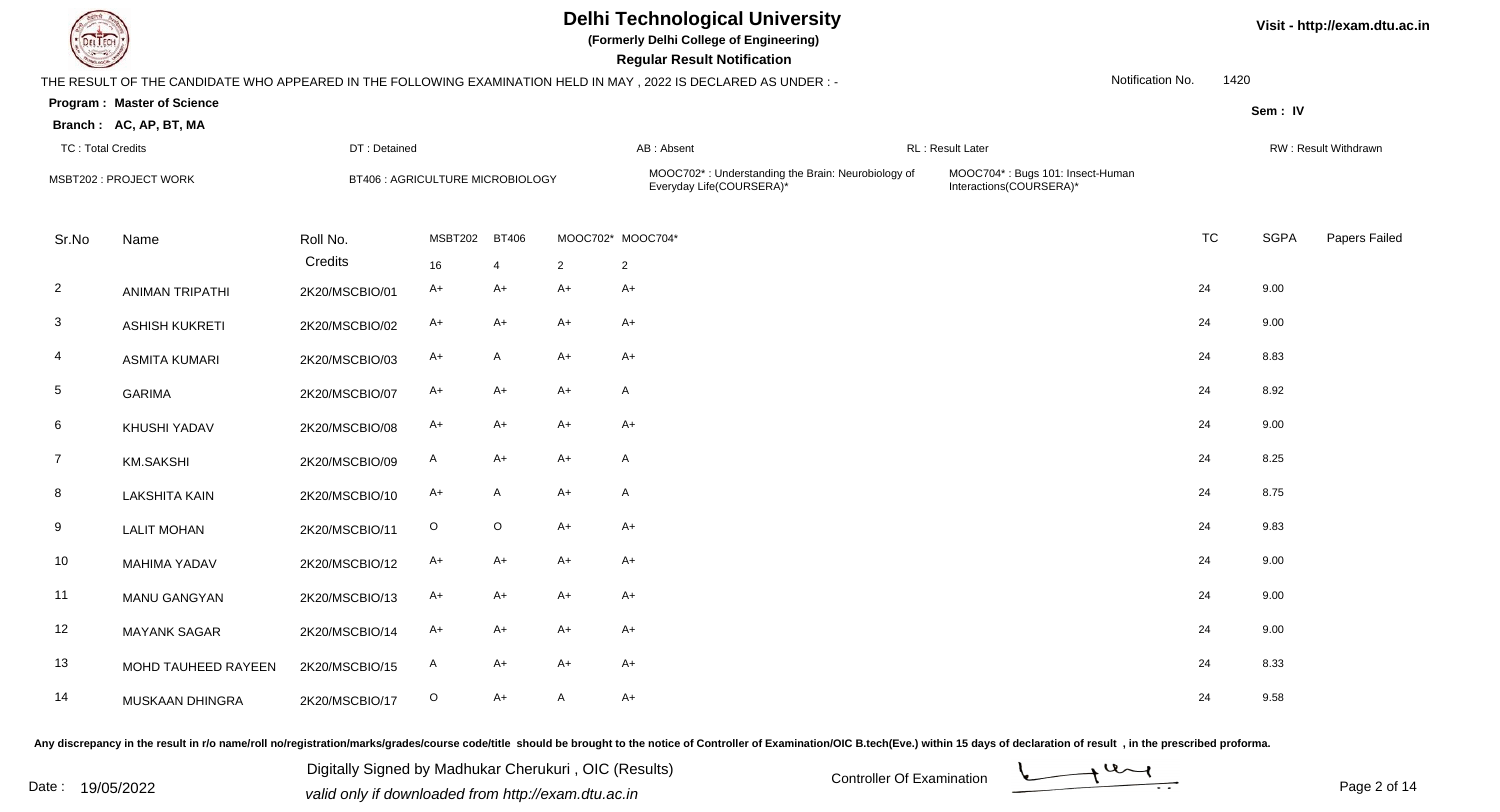# Delhi Technological University

**(Formerly Delhi College of Engineering)**

**Regular Result Notification**

Visit - http://exam.dtu.ac.in

THE RESULT OF THE CANDIDATE WHO APPEARED IN THE FOLLOWING EXAMINATION HELD IN MAY , 2022 IS DECLARED AS UNDER : -

Notification No. 1420

**Program : Master of Science**

**Sem : IV**

**Branch : AC, AP, BT, MA**

TC : Total Credits | DT : Detained | AB : Absent | RL : Result Later | RW : Result Withdrawn

MSBT202 : PROJECT WORK | BT406 : AGRICULTURE MICROBIOLOGY | MOOC702* : Understanding the Brain: Neurobiology of Everyday Life(COURSERA)* | MOOC704* : Bugs 101: Insect-Human Interactions(COURSERA)*

| Sr.No | Name | Roll No. | MSBT202 | BT406 | MOOC702* | MOOC704* | TC | SGPA | Papers Failed |
|---|---|---|---|---|---|---|---|---|---|
| | | Credits | 16 | 4 | 2 | 2 | | | |
| 2 | ANIMAN TRIPATHI | 2K20/MSCBIO/01 | A+ | A+ | A+ | A+ | 24 | 9.00 | |
| 3 | ASHISH KUKRETI | 2K20/MSCBIO/02 | A+ | A+ | A+ | A+ | 24 | 9.00 | |
| 4 | ASMITA KUMARI | 2K20/MSCBIO/03 | A+ | A | A+ | A+ | 24 | 8.83 | |
| 5 | GARIMA | 2K20/MSCBIO/07 | A+ | A+ | A+ | A | 24 | 8.92 | |
| 6 | KHUSHI YADAV | 2K20/MSCBIO/08 | A+ | A+ | A+ | A+ | 24 | 9.00 | |
| 7 | KM.SAKSHI | 2K20/MSCBIO/09 | A | A+ | A+ | A | 24 | 8.25 | |
| 8 | LAKSHITA KAIN | 2K20/MSCBIO/10 | A+ | A | A+ | A | 24 | 8.75 | |
| 9 | LALIT MOHAN | 2K20/MSCBIO/11 | O | O | A+ | A+ | 24 | 9.83 | |
| 10 | MAHIMA YADAV | 2K20/MSCBIO/12 | A+ | A+ | A+ | A+ | 24 | 9.00 | |
| 11 | MANU GANGYAN | 2K20/MSCBIO/13 | A+ | A+ | A+ | A+ | 24 | 9.00 | |
| 12 | MAYANK SAGAR | 2K20/MSCBIO/14 | A+ | A+ | A+ | A+ | 24 | 9.00 | |
| 13 | MOHD TAUHEED RAYEEN | 2K20/MSCBIO/15 | A | A+ | A+ | A+ | 24 | 8.33 | |
| 14 | MUSKAAN DHINGRA | 2K20/MSCBIO/17 | O | A+ | A | A+ | 24 | 9.58 | |

Any discrepancy in the result in r/o name/roll no/registration/marks/grades/course code/title should be brought to the notice of Controller of Examination/OIC B.tech(Eve.) within 15 days of declaration of result , in the prescribed proforma.

Date : 19/05/2022

Digitally Signed by Madhukar Cherukuri , OIC (Results)
valid only if downloaded from http://exam.dtu.ac.in

Controller Of Examination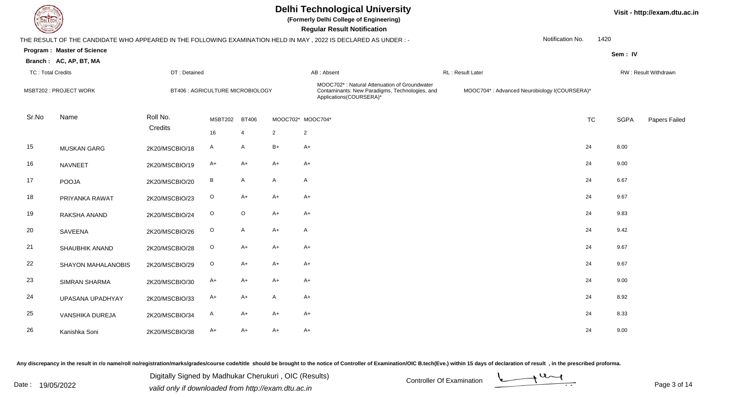# Delhi Technological University

**(Formerly Delhi College of Engineering)**

**Regular Result Notification**

Visit - http://exam.dtu.ac.in

THE RESULT OF THE CANDIDATE WHO APPEARED IN THE FOLLOWING EXAMINATION HELD IN MAY , 2022 IS DECLARED AS UNDER : -

Notification No. 1420

**Program : Master of Science**

**Branch : AC, AP, BT, MA**

Sem : IV

TC : Total Credits | DT : Detained | AB : Absent | RL : Result Later | RW : Result Withdrawn

MSBT202 : PROJECT WORK | BT406 : AGRICULTURE MICROBIOLOGY | MOOC702* : Natural Attenuation of Groundwater Contaminants: New Paradigms, Technologies, and Applications(COURSERA)* | MOOC704* : Advanced Neurobiology I(COURSERA)*

| Sr.No | Name | Roll No. | MSBT202 | BT406 | MOOC702* | MOOC704* | TC | SGPA | Papers Failed |
|---|---|---|---|---|---|---|---|---|---|
| | | Credits | 16 | 4 | 2 | 2 | | | |
| 15 | MUSKAN GARG | 2K20/MSCBIO/18 | A | A | B+ | A+ | 24 | 8.00 | |
| 16 | NAVNEET | 2K20/MSCBIO/19 | A+ | A+ | A+ | A+ | 24 | 9.00 | |
| 17 | POOJA | 2K20/MSCBIO/20 | B | A | A | A | 24 | 6.67 | |
| 18 | PRIYANKA RAWAT | 2K20/MSCBIO/23 | O | A+ | A+ | A+ | 24 | 9.67 | |
| 19 | RAKSHA ANAND | 2K20/MSCBIO/24 | O | O | A+ | A+ | 24 | 9.83 | |
| 20 | SAVEENA | 2K20/MSCBIO/26 | O | A | A+ | A | 24 | 9.42 | |
| 21 | SHAUBHIK ANAND | 2K20/MSCBIO/28 | O | A+ | A+ | A+ | 24 | 9.67 | |
| 22 | SHAYON MAHALANOBIS | 2K20/MSCBIO/29 | O | A+ | A+ | A+ | 24 | 9.67 | |
| 23 | SIMRAN SHARMA | 2K20/MSCBIO/30 | A+ | A+ | A+ | A+ | 24 | 9.00 | |
| 24 | UPASANA UPADHYAY | 2K20/MSCBIO/33 | A+ | A+ | A | A+ | 24 | 8.92 | |
| 25 | VANSHIKA DUREJA | 2K20/MSCBIO/34 | A | A+ | A+ | A+ | 24 | 8.33 | |
| 26 | Kanishka Soni | 2K20/MSCBIO/38 | A+ | A+ | A+ | A+ | 24 | 9.00 | |

Any discrepancy in the result in r/o name/roll no/registration/marks/grades/course code/title should be brought to the notice of Controller of Examination/OIC B.tech(Eve.) within 15 days of declaration of result , in the prescribed proforma.

Date : 19/05/2022

Digitally Signed by Madhukar Cherukuri , OIC (Results)
valid only if downloaded from http://exam.dtu.ac.in

Controller Of Examination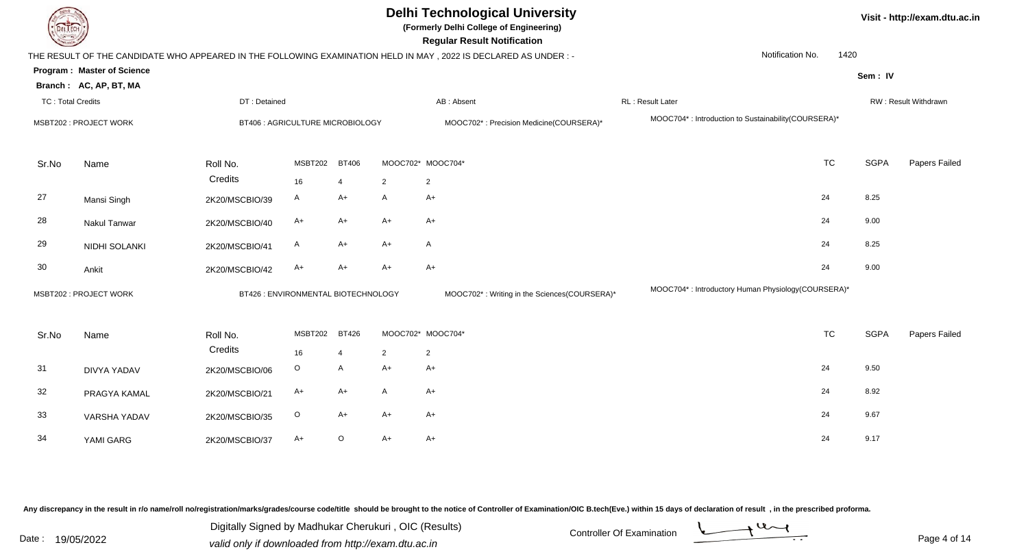# Delhi Technological University

**(Formerly Delhi College of Engineering)**

**Regular Result Notification**

THE RESULT OF THE CANDIDATE WHO APPEARED IN THE FOLLOWING EXAMINATION HELD IN MAY , 2022 IS DECLARED AS UNDER : -

Notification No. 1420

**Program : Master of Science**

**Branch : AC, AP, BT, MA**

Sem : IV

TC : Total Credits | DT : Detained | AB : Absent | RL : Result Later | RW : Result Withdrawn

MSBT202 : PROJECT WORK | BT406 : AGRICULTURE MICROBIOLOGY | MOOC702* : Precision Medicine(COURSERA)* | MOOC704* : Introduction to Sustainability(COURSERA)*

| Sr.No | Name | Roll No. | MSBT202 | BT406 | MOOC702* | MOOC704* | TC | SGPA | Papers Failed |
|---|---|---|---|---|---|---|---|---|---|
| | | Credits | 16 | 4 | 2 | 2 | | | |
| 27 | Mansi Singh | 2K20/MSCBIO/39 | A | A+ | A | A+ | 24 | 8.25 | |
| 28 | Nakul Tanwar | 2K20/MSCBIO/40 | A+ | A+ | A+ | A+ | 24 | 9.00 | |
| 29 | NIDHI SOLANKI | 2K20/MSCBIO/41 | A | A+ | A+ | A | 24 | 8.25 | |
| 30 | Ankit | 2K20/MSCBIO/42 | A+ | A+ | A+ | A+ | 24 | 9.00 | |

MSBT202 : PROJECT WORK | BT426 : ENVIRONMENTAL BIOTECHNOLOGY | MOOC702* : Writing in the Sciences(COURSERA)* | MOOC704* : Introductory Human Physiology(COURSERA)*

| Sr.No | Name | Roll No. | MSBT202 | BT426 | MOOC702* | MOOC704* | TC | SGPA | Papers Failed |
|---|---|---|---|---|---|---|---|---|---|
| | | Credits | 16 | 4 | 2 | 2 | | | |
| 31 | DIVYA YADAV | 2K20/MSCBIO/06 | O | A | A+ | A+ | 24 | 9.50 | |
| 32 | PRAGYA KAMAL | 2K20/MSCBIO/21 | A+ | A+ | A | A+ | 24 | 8.92 | |
| 33 | VARSHA YADAV | 2K20/MSCBIO/35 | O | A+ | A+ | A+ | 24 | 9.67 | |
| 34 | YAMI GARG | 2K20/MSCBIO/37 | A+ | O | A+ | A+ | 24 | 9.17 | |

Any discrepancy in the result in r/o name/roll no/registration/marks/grades/course code/title should be brought to the notice of Controller of Examination/OIC B.tech(Eve.) within 15 days of declaration of result , in the prescribed proforma.

Date : 19/05/2022

Digitally Signed by Madhukar Cherukuri , OIC (Results)
valid only if downloaded from http://exam.dtu.ac.in

Controller Of Examination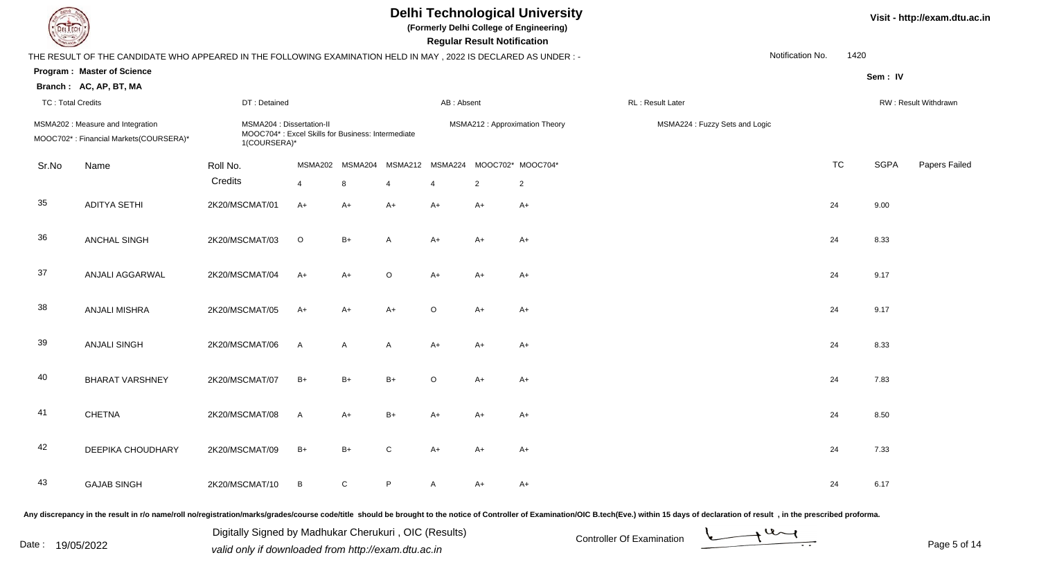# Delhi Technological University

**(Formerly Delhi College of Engineering)**

**Regular Result Notification**

Visit - http://exam.dtu.ac.in

THE RESULT OF THE CANDIDATE WHO APPEARED IN THE FOLLOWING EXAMINATION HELD IN MAY , 2022 IS DECLARED AS UNDER : -

Notification No. 1420

**Program : Master of Science**

**Branch : AC, AP, BT, MA**

Sem : IV

TC : Total Credits | DT : Detained | AB : Absent | RL : Result Later | RW : Result Withdrawn

MSMA202 : Measure and Integration
MOOC702* : Financial Markets(COURSERA)*
MSMA204 : Dissertation-II
MOOC704* : Excel Skills for Business: Intermediate 1(COURSERA)*
MSMA212 : Approximation Theory
MSMA224 : Fuzzy Sets and Logic

| Sr.No | Name | Roll No. | MSMA202 | MSMA204 | MSMA212 | MSMA224 | MOOC702* | MOOC704* | TC | SGPA | Papers Failed |
|---|---|---|---|---|---|---|---|---|---|---|---|
| | | Credits | 4 | 8 | 4 | 4 | 2 | 2 | | | |
| 35 | ADITYA SETHI | 2K20/MSCMAT/01 | A+ | A+ | A+ | A+ | A+ | A+ | 24 | 9.00 | |
| 36 | ANCHAL SINGH | 2K20/MSCMAT/03 | O | B+ | A | A+ | A+ | A+ | 24 | 8.33 | |
| 37 | ANJALI AGGARWAL | 2K20/MSCMAT/04 | A+ | A+ | O | A+ | A+ | A+ | 24 | 9.17 | |
| 38 | ANJALI MISHRA | 2K20/MSCMAT/05 | A+ | A+ | A+ | O | A+ | A+ | 24 | 9.17 | |
| 39 | ANJALI SINGH | 2K20/MSCMAT/06 | A | A | A | A+ | A+ | A+ | 24 | 8.33 | |
| 40 | BHARAT VARSHNEY | 2K20/MSCMAT/07 | B+ | B+ | B+ | O | A+ | A+ | 24 | 7.83 | |
| 41 | CHETNA | 2K20/MSCMAT/08 | A | A+ | B+ | A+ | A+ | A+ | 24 | 8.50 | |
| 42 | DEEPIKA CHOUDHARY | 2K20/MSCMAT/09 | B+ | B+ | C | A+ | A+ | A+ | 24 | 7.33 | |
| 43 | GAJAB SINGH | 2K20/MSCMAT/10 | B | C | P | A | A+ | A+ | 24 | 6.17 | |

Any discrepancy in the result in r/o name/roll no/registration/marks/grades/course code/title should be brought to the notice of Controller of Examination/OIC B.tech(Eve.) within 15 days of declaration of result , in the prescribed proforma.

Date : 19/05/2022

Digitally Signed by Madhukar Cherukuri , OIC (Results)
valid only if downloaded from http://exam.dtu.ac.in

Controller Of Examination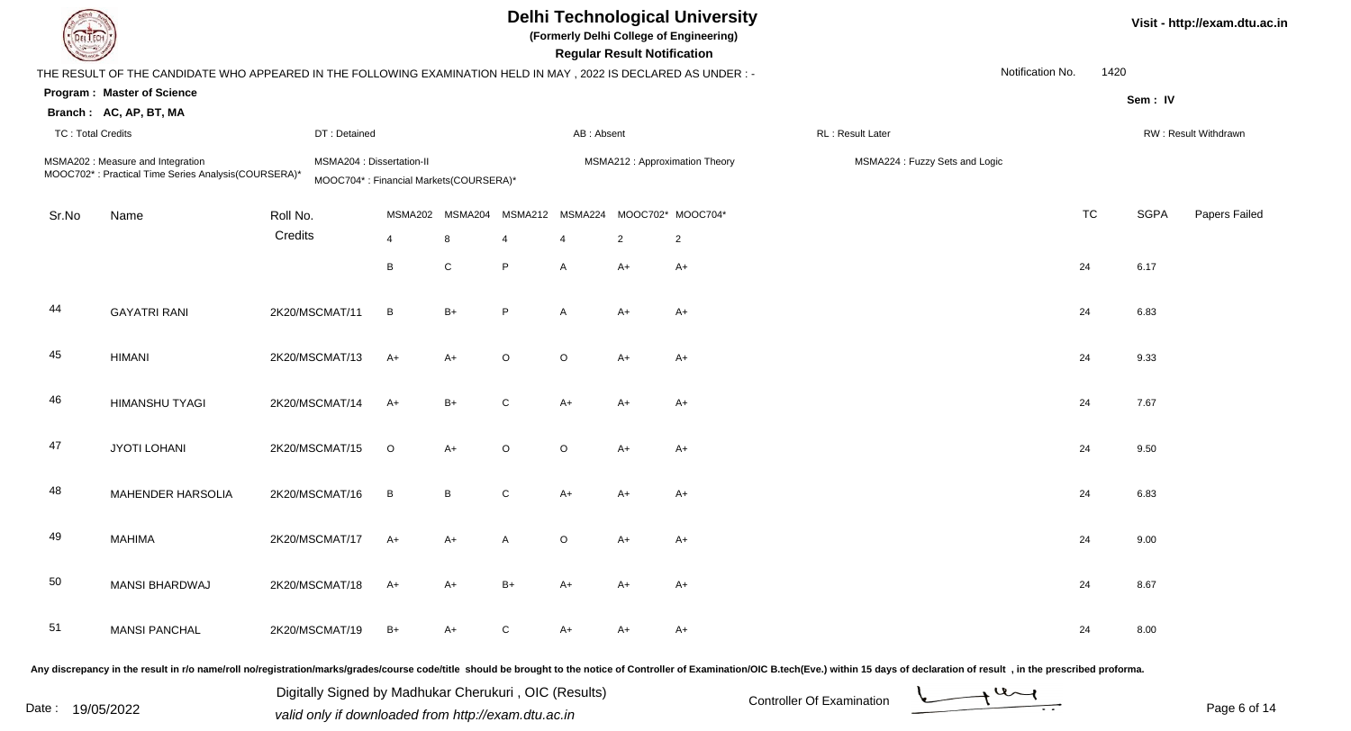# Delhi Technological University

**(Formerly Delhi College of Engineering)**

**Regular Result Notification**

Visit - http://exam.dtu.ac.in

THE RESULT OF THE CANDIDATE WHO APPEARED IN THE FOLLOWING EXAMINATION HELD IN MAY , 2022 IS DECLARED AS UNDER : -

Notification No. 1420

**Program : Master of Science**

**Sem : IV**

**Branch : AC, AP, BT, MA**

TC : Total Credits | DT : Detained | AB : Absent | RL : Result Later | RW : Result Withdrawn

MSMA202 : Measure and Integration | MSMA204 : Dissertation-II | MSMA212 : Approximation Theory | MSMA224 : Fuzzy Sets and Logic

MOOC702* : Practical Time Series Analysis(COURSERA)* | MOOC704* : Financial Markets(COURSERA)*

| Sr.No | Name | Roll No. | MSMA202 | MSMA204 | MSMA212 | MSMA224 | MOOC702* | MOOC704* | TC | SGPA | Papers Failed |
|---|---|---|---|---|---|---|---|---|---|---|---|
| | | Credits | 4 | 8 | 4 | 4 | 2 | 2 | | | |
| | | | B | C | P | A | A+ | A+ | 24 | 6.17 | |
| 44 | GAYATRI RANI | 2K20/MSCMAT/11 | B | B+ | P | A | A+ | A+ | 24 | 6.83 | |
| 45 | HIMANI | 2K20/MSCMAT/13 | A+ | A+ | O | O | A+ | A+ | 24 | 9.33 | |
| 46 | HIMANSHU TYAGI | 2K20/MSCMAT/14 | A+ | B+ | C | A+ | A+ | A+ | 24 | 7.67 | |
| 47 | JYOTI LOHANI | 2K20/MSCMAT/15 | O | A+ | O | O | A+ | A+ | 24 | 9.50 | |
| 48 | MAHENDER HARSOLIA | 2K20/MSCMAT/16 | B | B | C | A+ | A+ | A+ | 24 | 6.83 | |
| 49 | MAHIMA | 2K20/MSCMAT/17 | A+ | A+ | A | O | A+ | A+ | 24 | 9.00 | |
| 50 | MANSI BHARDWAJ | 2K20/MSCMAT/18 | A+ | A+ | B+ | A+ | A+ | A+ | 24 | 8.67 | |
| 51 | MANSI PANCHAL | 2K20/MSCMAT/19 | B+ | A+ | C | A+ | A+ | A+ | 24 | 8.00 | |

Any discrepancy in the result in r/o name/roll no/registration/marks/grades/course code/title should be brought to the notice of Controller of Examination/OIC B.tech(Eve.) within 15 days of declaration of result , in the prescribed proforma.

Date : 19/05/2022

Digitally Signed by Madhukar Cherukuri , OIC (Results)
valid only if downloaded from http://exam.dtu.ac.in

Controller Of Examination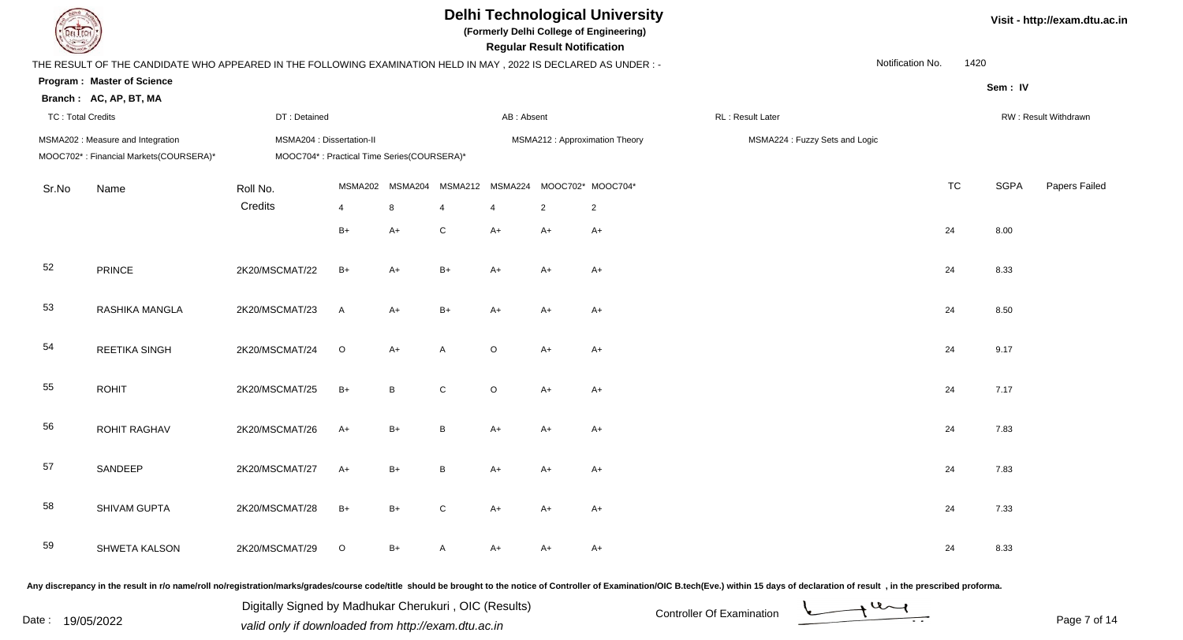# Delhi Technological University

**(Formerly Delhi College of Engineering)**

**Regular Result Notification**

Visit - http://exam.dtu.ac.in

THE RESULT OF THE CANDIDATE WHO APPEARED IN THE FOLLOWING EXAMINATION HELD IN MAY , 2022 IS DECLARED AS UNDER : -

Notification No. 1420

**Program : Master of Science**

**Branch : AC, AP, BT, MA**

Sem : IV

TC : Total Credits | DT : Detained | AB : Absent | RL : Result Later | RW : Result Withdrawn

MSMA202 : Measure and Integration
MSMA204 : Dissertation-II
MSMA212 : Approximation Theory
MSMA224 : Fuzzy Sets and Logic
MOOC702* : Financial Markets(COURSERA)*
MOOC704* : Practical Time Series(COURSERA)*

| Sr.No | Name | Roll No. | MSMA202 | MSMA204 | MSMA212 | MSMA224 | MOOC702* | MOOC704* | TC | SGPA | Papers Failed |
|---|---|---|---|---|---|---|---|---|---|---|---|
| | | Credits | 4 | 8 | 4 | 4 | 2 | 2 | | | |
| | | | B+ | A+ | C | A+ | A+ | A+ | 24 | 8.00 | |
| 52 | PRINCE | 2K20/MSCMAT/22 | B+ | A+ | B+ | A+ | A+ | A+ | 24 | 8.33 | |
| 53 | RASHIKA MANGLA | 2K20/MSCMAT/23 | A | A+ | B+ | A+ | A+ | A+ | 24 | 8.50 | |
| 54 | REETIKA SINGH | 2K20/MSCMAT/24 | O | A+ | A | O | A+ | A+ | 24 | 9.17 | |
| 55 | ROHIT | 2K20/MSCMAT/25 | B+ | B | C | O | A+ | A+ | 24 | 7.17 | |
| 56 | ROHIT RAGHAV | 2K20/MSCMAT/26 | A+ | B+ | B | A+ | A+ | A+ | 24 | 7.83 | |
| 57 | SANDEEP | 2K20/MSCMAT/27 | A+ | B+ | B | A+ | A+ | A+ | 24 | 7.83 | |
| 58 | SHIVAM GUPTA | 2K20/MSCMAT/28 | B+ | B+ | C | A+ | A+ | A+ | 24 | 7.33 | |
| 59 | SHWETA KALSON | 2K20/MSCMAT/29 | O | B+ | A | A+ | A+ | A+ | 24 | 8.33 | |

Any discrepancy in the result in r/o name/roll no/registration/marks/grades/course code/title should be brought to the notice of Controller of Examination/OIC B.tech(Eve.) within 15 days of declaration of result , in the prescribed proforma.

Date : 19/05/2022

Digitally Signed by Madhukar Cherukuri , OIC (Results)
valid only if downloaded from http://exam.dtu.ac.in

Controller Of Examination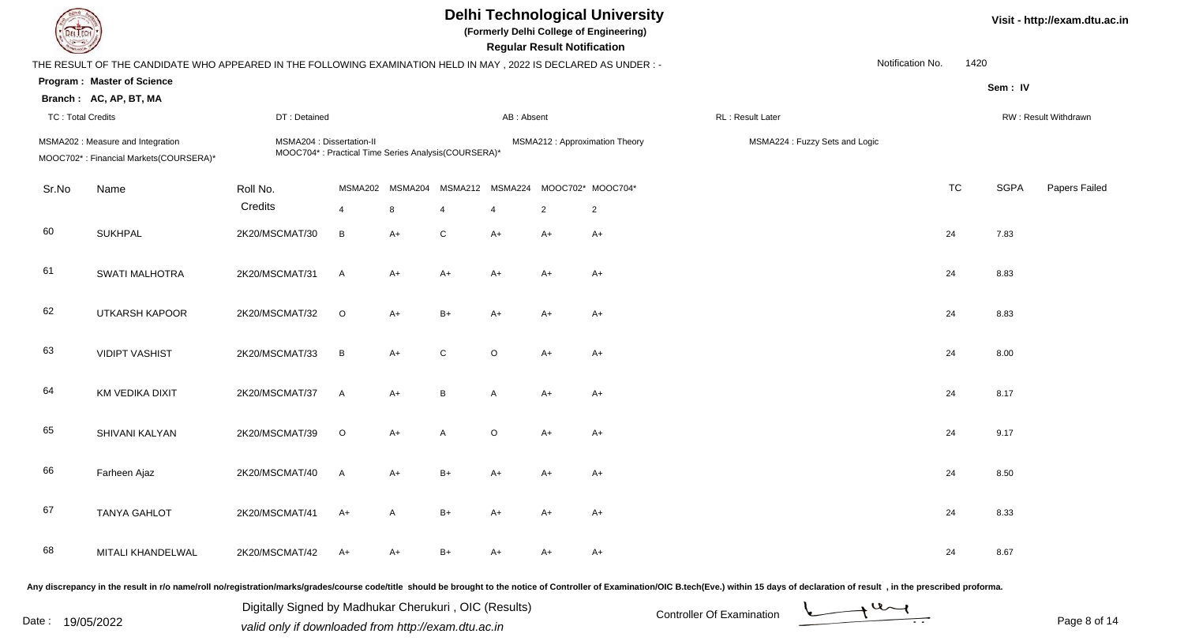# Delhi Technological University

**(Formerly Delhi College of Engineering)**

**Regular Result Notification**

Visit - http://exam.dtu.ac.in

THE RESULT OF THE CANDIDATE WHO APPEARED IN THE FOLLOWING EXAMINATION HELD IN MAY , 2022 IS DECLARED AS UNDER : -

Notification No. 1420

**Program : Master of Science**

**Branch : AC, AP, BT, MA**

Sem : IV

TC : Total Credits | DT : Detained | AB : Absent | RL : Result Later | RW : Result Withdrawn

MSMA202 : Measure and Integration | MSMA204 : Dissertation-II | MSMA212 : Approximation Theory | MSMA224 : Fuzzy Sets and Logic

MOOC702* : Financial Markets(COURSERA)* | MOOC704* : Practical Time Series Analysis(COURSERA)*

| Sr.No | Name | Roll No. | MSMA202 | MSMA204 | MSMA212 | MSMA224 | MOOC702* | MOOC704* | TC | SGPA | Papers Failed |
|---|---|---|---|---|---|---|---|---|---|---|---|
| | | Credits | 4 | 8 | 4 | 4 | 2 | 2 | | | |
| 60 | SUKHPAL | 2K20/MSCMAT/30 | B | A+ | C | A+ | A+ | A+ | 24 | 7.83 | |
| 61 | SWATI MALHOTRA | 2K20/MSCMAT/31 | A | A+ | A+ | A+ | A+ | A+ | 24 | 8.83 | |
| 62 | UTKARSH KAPOOR | 2K20/MSCMAT/32 | O | A+ | B+ | A+ | A+ | A+ | 24 | 8.83 | |
| 63 | VIDIPT VASHIST | 2K20/MSCMAT/33 | B | A+ | C | O | A+ | A+ | 24 | 8.00 | |
| 64 | KM VEDIKA DIXIT | 2K20/MSCMAT/37 | A | A+ | B | A | A+ | A+ | 24 | 8.17 | |
| 65 | SHIVANI KALYAN | 2K20/MSCMAT/39 | O | A+ | A | O | A+ | A+ | 24 | 9.17 | |
| 66 | Farheen Ajaz | 2K20/MSCMAT/40 | A | A+ | B+ | A+ | A+ | A+ | 24 | 8.50 | |
| 67 | TANYA GAHLOT | 2K20/MSCMAT/41 | A+ | A | B+ | A+ | A+ | A+ | 24 | 8.33 | |
| 68 | MITALI KHANDELWAL | 2K20/MSCMAT/42 | A+ | A+ | B+ | A+ | A+ | A+ | 24 | 8.67 | |

Any discrepancy in the result in r/o name/roll no/registration/marks/grades/course code/title should be brought to the notice of Controller of Examination/OIC B.tech(Eve.) within 15 days of declaration of result , in the prescribed proforma.

Date : 19/05/2022

Digitally Signed by Madhukar Cherukuri , OIC (Results)
valid only if downloaded from http://exam.dtu.ac.in

Controller Of Examination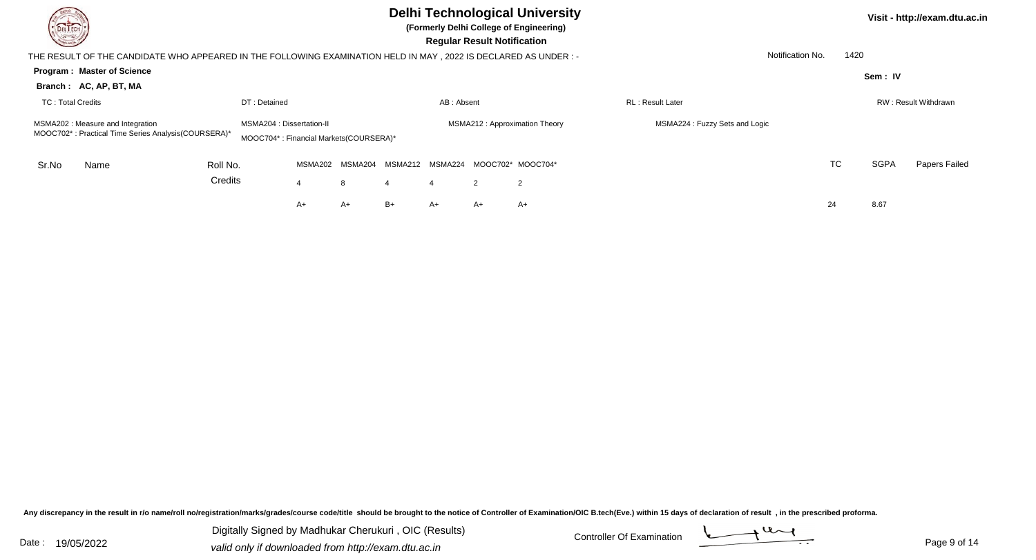# Delhi Technological University

**(Formerly Delhi College of Engineering)**

**Regular Result Notification**

Visit - http://exam.dtu.ac.in

THE RESULT OF THE CANDIDATE WHO APPEARED IN THE FOLLOWING EXAMINATION HELD IN MAY , 2022 IS DECLARED AS UNDER : -

Notification No. 1420

**Program : Master of Science**

**Sem : IV**

**Branch : AC, AP, BT, MA**

TC : Total Credits | DT : Detained | AB : Absent | RL : Result Later | RW : Result Withdrawn

MSMA202 : Measure and Integration
MSMA204 : Dissertation-II
MSMA212 : Approximation Theory
MSMA224 : Fuzzy Sets and Logic
MOOC702* : Practical Time Series Analysis(COURSERA)*
MOOC704* : Financial Markets(COURSERA)*

| Sr.No | Name | Roll No. | MSMA202 | MSMA204 | MSMA212 | MSMA224 | MOOC702* | MOOC704* | TC | SGPA | Papers Failed |
|---|---|---|---|---|---|---|---|---|---|---|---|
| | | Credits | 4 | 8 | 4 | 4 | 2 | 2 | | | |
| | | | A+ | A+ | B+ | A+ | A+ | A+ | 24 | 8.67 | |

Any discrepancy in the result in r/o name/roll no/registration/marks/grades/course code/title should be brought to the notice of Controller of Examination/OIC B.tech(Eve.) within 15 days of declaration of result , in the prescribed proforma.

Date : 19/05/2022

Digitally Signed by Madhukar Cherukuri , OIC (Results)
*valid only if downloaded from http://exam.dtu.ac.in*

Controller Of Examination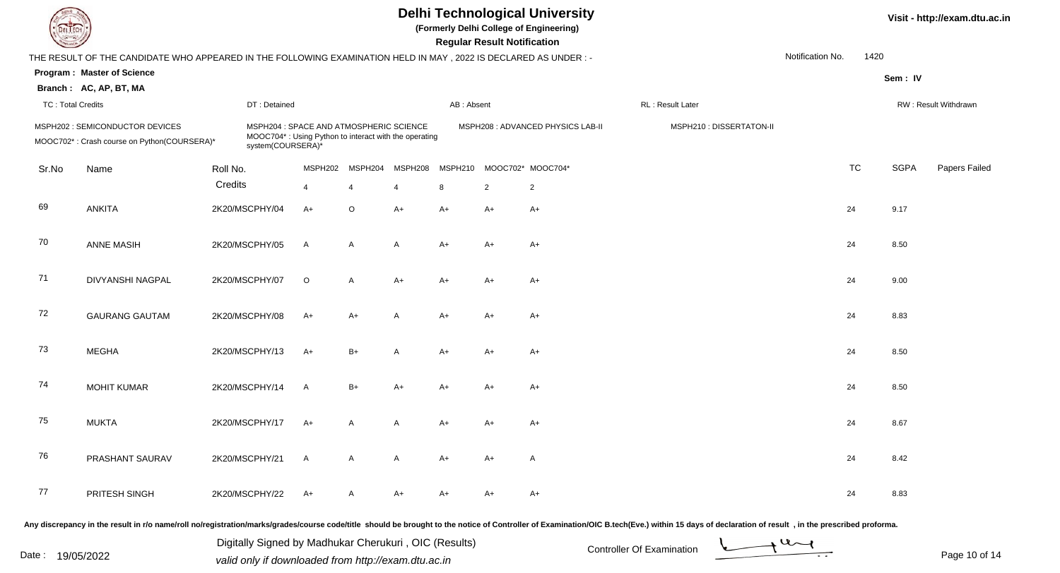# Delhi Technological University

**(Formerly Delhi College of Engineering)**

**Regular Result Notification**

Visit - http://exam.dtu.ac.in

THE RESULT OF THE CANDIDATE WHO APPEARED IN THE FOLLOWING EXAMINATION HELD IN MAY , 2022 IS DECLARED AS UNDER : -

Notification No. 1420

**Program : Master of Science**

**Branch : AC, AP, BT, MA**

Sem : IV

TC : Total Credits | DT : Detained | AB : Absent | RL : Result Later | RW : Result Withdrawn

MSPH202 : SEMICONDUCTOR DEVICES
MSPH204 : SPACE AND ATMOSPHERIC SCIENCE
MSPH208 : ADVANCED PHYSICS LAB-II
MSPH210 : DISSERTATON-II
MOOC702* : Crash course on Python(COURSERA)*
MOOC704* : Using Python to interact with the operating system(COURSERA)*

| Sr.No | Name | Roll No. | MSPH202 | MSPH204 | MSPH208 | MSPH210 | MOOC702* | MOOC704* | TC | SGPA | Papers Failed |
|---|---|---|---|---|---|---|---|---|---|---|---|
| | | Credits | 4 | 4 | 4 | 8 | 2 | 2 | | | |
| 69 | ANKITA | 2K20/MSCPHY/04 | A+ | O | A+ | A+ | A+ | A+ | 24 | 9.17 | |
| 70 | ANNE MASIH | 2K20/MSCPHY/05 | A | A | A | A+ | A+ | A+ | 24 | 8.50 | |
| 71 | DIVYANSHI NAGPAL | 2K20/MSCPHY/07 | O | A | A+ | A+ | A+ | A+ | 24 | 9.00 | |
| 72 | GAURANG GAUTAM | 2K20/MSCPHY/08 | A+ | A+ | A | A+ | A+ | A+ | 24 | 8.83 | |
| 73 | MEGHA | 2K20/MSCPHY/13 | A+ | B+ | A | A+ | A+ | A+ | 24 | 8.50 | |
| 74 | MOHIT KUMAR | 2K20/MSCPHY/14 | A | B+ | A+ | A+ | A+ | A+ | 24 | 8.50 | |
| 75 | MUKTA | 2K20/MSCPHY/17 | A+ | A | A | A+ | A+ | A+ | 24 | 8.67 | |
| 76 | PRASHANT SAURAV | 2K20/MSCPHY/21 | A | A | A | A+ | A+ | A | 24 | 8.42 | |
| 77 | PRITESH SINGH | 2K20/MSCPHY/22 | A+ | A | A+ | A+ | A+ | A+ | 24 | 8.83 | |

Any discrepancy in the result in r/o name/roll no/registration/marks/grades/course code/title should be brought to the notice of Controller of Examination/OIC B.tech(Eve.) within 15 days of declaration of result , in the prescribed proforma.

Date : 19/05/2022

Digitally Signed by Madhukar Cherukuri , OIC (Results)
valid only if downloaded from http://exam.dtu.ac.in

Controller Of Examination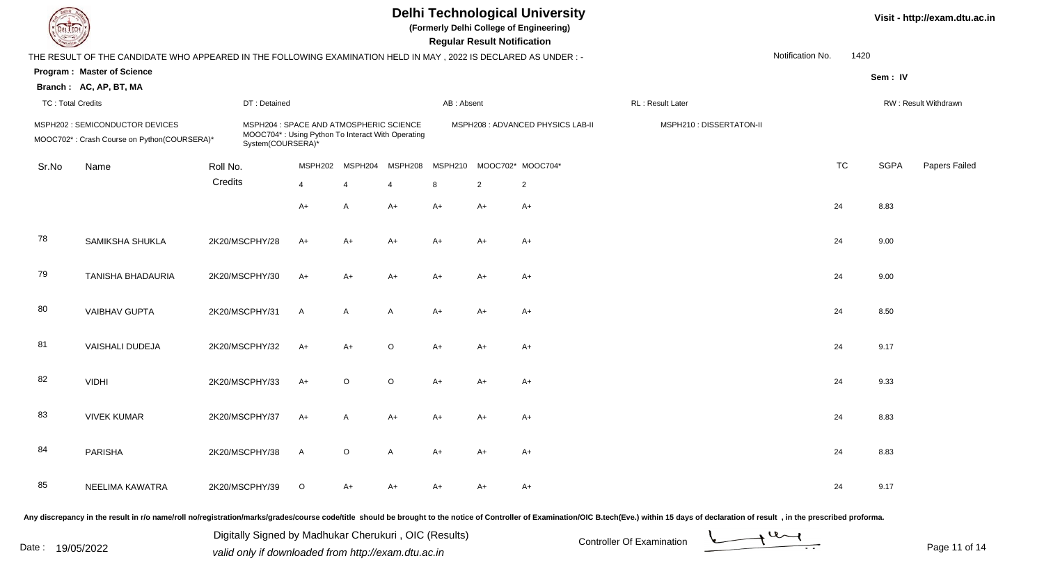# Delhi Technological University

**(Formerly Delhi College of Engineering)**

**Regular Result Notification**

THE RESULT OF THE CANDIDATE WHO APPEARED IN THE FOLLOWING EXAMINATION HELD IN MAY , 2022 IS DECLARED AS UNDER : -

Notification No. 1420

**Program : Master of Science**

**Branch : AC, AP, BT, MA**

**Sem : IV**

TC : Total Credits | DT : Detained | AB : Absent | RL : Result Later | RW : Result Withdrawn

MSPH202 : SEMICONDUCTOR DEVICES
MSPH204 : SPACE AND ATMOSPHERIC SCIENCE
MSPH208 : ADVANCED PHYSICS LAB-II
MSPH210 : DISSERTATON-II
MOOC702* : Crash Course on Python(COURSERA)*
MOOC704* : Using Python To Interact With Operating System(COURSERA)*

| Sr.No | Name | Roll No. | MSPH202 | MSPH204 | MSPH208 | MSPH210 | MOOC702* | MOOC704* | TC | SGPA | Papers Failed |
|---|---|---|---|---|---|---|---|---|---|---|---|
| | | Credits | 4 | 4 | 4 | 8 | 2 | 2 | | | |
| | | | A+ | A | A+ | A+ | A+ | A+ | 24 | 8.83 | |
| 78 | SAMIKSHA SHUKLA | 2K20/MSCPHY/28 | A+ | A+ | A+ | A+ | A+ | A+ | 24 | 9.00 | |
| 79 | TANISHA BHADAURIA | 2K20/MSCPHY/30 | A+ | A+ | A+ | A+ | A+ | A+ | 24 | 9.00 | |
| 80 | VAIBHAV GUPTA | 2K20/MSCPHY/31 | A | A | A | A+ | A+ | A+ | 24 | 8.50 | |
| 81 | VAISHALI DUDEJA | 2K20/MSCPHY/32 | A+ | A+ | O | A+ | A+ | A+ | 24 | 9.17 | |
| 82 | VIDHI | 2K20/MSCPHY/33 | A+ | O | O | A+ | A+ | A+ | 24 | 9.33 | |
| 83 | VIVEK KUMAR | 2K20/MSCPHY/37 | A+ | A | A+ | A+ | A+ | A+ | 24 | 8.83 | |
| 84 | PARISHA | 2K20/MSCPHY/38 | A | O | A | A+ | A+ | A+ | 24 | 8.83 | |
| 85 | NEELIMA KAWATRA | 2K20/MSCPHY/39 | O | A+ | A+ | A+ | A+ | A+ | 24 | 9.17 | |

Any discrepancy in the result in r/o name/roll no/registration/marks/grades/course code/title should be brought to the notice of Controller of Examination/OIC B.tech(Eve.) within 15 days of declaration of result , in the prescribed proforma.

Date : 19/05/2022

Digitally Signed by Madhukar Cherukuri , OIC (Results)
valid only if downloaded from http://exam.dtu.ac.in

Controller Of Examination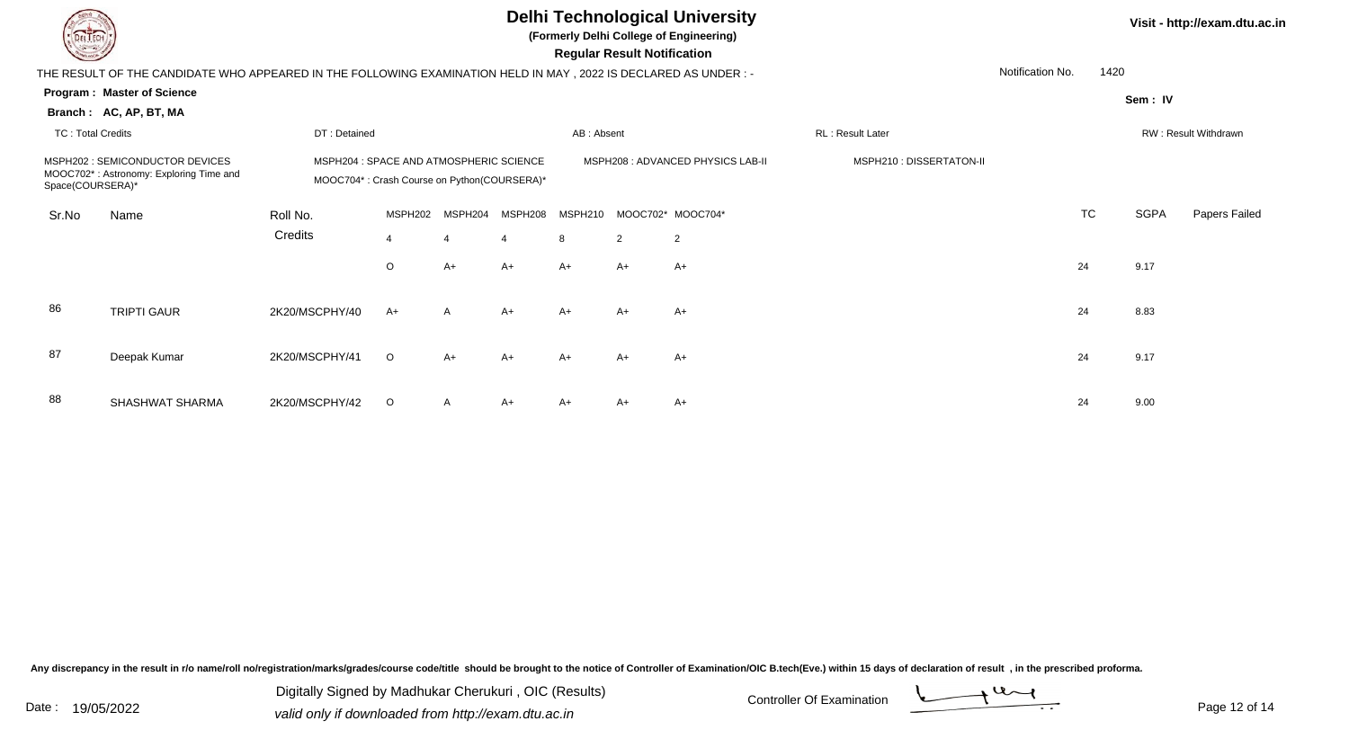# Delhi Technological University

**(Formerly Delhi College of Engineering)**

**Regular Result Notification**

Visit - http://exam.dtu.ac.in

THE RESULT OF THE CANDIDATE WHO APPEARED IN THE FOLLOWING EXAMINATION HELD IN MAY , 2022 IS DECLARED AS UNDER : -

Notification No. 1420

**Program : Master of Science**

**Sem : IV**

**Branch : AC, AP, BT, MA**

TC : Total Credits | DT : Detained | AB : Absent | RL : Result Later | RW : Result Withdrawn

MSPH202 : SEMICONDUCTOR DEVICES
MSPH204 : SPACE AND ATMOSPHERIC SCIENCE
MSPH208 : ADVANCED PHYSICS LAB-II
MSPH210 : DISSERTATON-II
MOOC702* : Astronomy: Exploring Time and Space(COURSERA)*
MOOC704* : Crash Course on Python(COURSERA)*

| Sr.No | Name | Roll No. | MSPH202 | MSPH204 | MSPH208 | MSPH210 | MOOC702* | MOOC704* | TC | SGPA | Papers Failed |
|---|---|---|---|---|---|---|---|---|---|---|---|
| | | Credits | 4 | 4 | 4 | 8 | 2 | 2 | | | |
| | | | O | A+ | A+ | A+ | A+ | A+ | 24 | 9.17 | |
| 86 | TRIPTI GAUR | 2K20/MSCPHY/40 | A+ | A | A+ | A+ | A+ | A+ | 24 | 8.83 | |
| 87 | Deepak Kumar | 2K20/MSCPHY/41 | O | A+ | A+ | A+ | A+ | A+ | 24 | 9.17 | |
| 88 | SHASHWAT SHARMA | 2K20/MSCPHY/42 | O | A | A+ | A+ | A+ | A+ | 24 | 9.00 | |

Any discrepancy in the result in r/o name/roll no/registration/marks/grades/course code/title should be brought to the notice of Controller of Examination/OIC B.tech(Eve.) within 15 days of declaration of result , in the prescribed proforma.

Date : 19/05/2022

Digitally Signed by Madhukar Cherukuri , OIC (Results)
*valid only if downloaded from http://exam.dtu.ac.in*

Controller Of Examination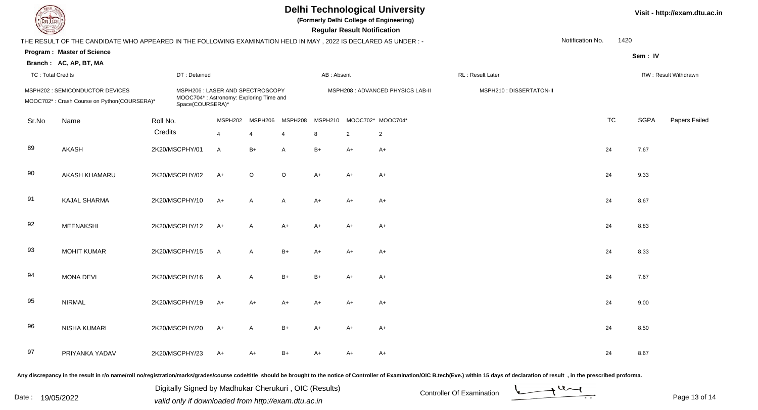# Delhi Technological University

**(Formerly Delhi College of Engineering)**

**Regular Result Notification**

Visit - http://exam.dtu.ac.in

THE RESULT OF THE CANDIDATE WHO APPEARED IN THE FOLLOWING EXAMINATION HELD IN MAY , 2022 IS DECLARED AS UNDER : -

Notification No. 1420

**Program : Master of Science**

**Branch : AC, AP, BT, MA**

Sem : IV

TC : Total Credits | DT : Detained | AB : Absent | RL : Result Later | RW : Result Withdrawn

MSPH202 : SEMICONDUCTOR DEVICES
MSPH206 : LASER AND SPECTROSCOPY
MSPH208 : ADVANCED PHYSICS LAB-II
MSPH210 : DISSERTATON-II
MOOC702* : Crash Course on Python(COURSERA)*
MOOC704* : Astronomy: Exploring Time and Space(COURSERA)*

| Sr.No | Name | Roll No. | MSPH202 | MSPH206 | MSPH208 | MSPH210 | MOOC702* | MOOC704* | TC | SGPA | Papers Failed |
|---|---|---|---|---|---|---|---|---|---|---|---|
| | | Credits | 4 | 4 | 4 | 8 | 2 | 2 | | | |
| 89 | AKASH | 2K20/MSCPHY/01 | A | B+ | A | B+ | A+ | A+ | 24 | 7.67 | |
| 90 | AKASH KHAMARU | 2K20/MSCPHY/02 | A+ | O | O | A+ | A+ | A+ | 24 | 9.33 | |
| 91 | KAJAL SHARMA | 2K20/MSCPHY/10 | A+ | A | A | A+ | A+ | A+ | 24 | 8.67 | |
| 92 | MEENAKSHI | 2K20/MSCPHY/12 | A+ | A | A+ | A+ | A+ | A+ | 24 | 8.83 | |
| 93 | MOHIT KUMAR | 2K20/MSCPHY/15 | A | A | B+ | A+ | A+ | A+ | 24 | 8.33 | |
| 94 | MONA DEVI | 2K20/MSCPHY/16 | A | A | B+ | B+ | A+ | A+ | 24 | 7.67 | |
| 95 | NIRMAL | 2K20/MSCPHY/19 | A+ | A+ | A+ | A+ | A+ | A+ | 24 | 9.00 | |
| 96 | NISHA KUMARI | 2K20/MSCPHY/20 | A+ | A | B+ | A+ | A+ | A+ | 24 | 8.50 | |
| 97 | PRIYANKA YADAV | 2K20/MSCPHY/23 | A+ | A+ | B+ | A+ | A+ | A+ | 24 | 8.67 | |

Any discrepancy in the result in r/o name/roll no/registration/marks/grades/course code/title should be brought to the notice of Controller of Examination/OIC B.tech(Eve.) within 15 days of declaration of result , in the prescribed proforma.

Date : 19/05/2022

Digitally Signed by Madhukar Cherukuri , OIC (Results)
valid only if downloaded from http://exam.dtu.ac.in

Controller Of Examination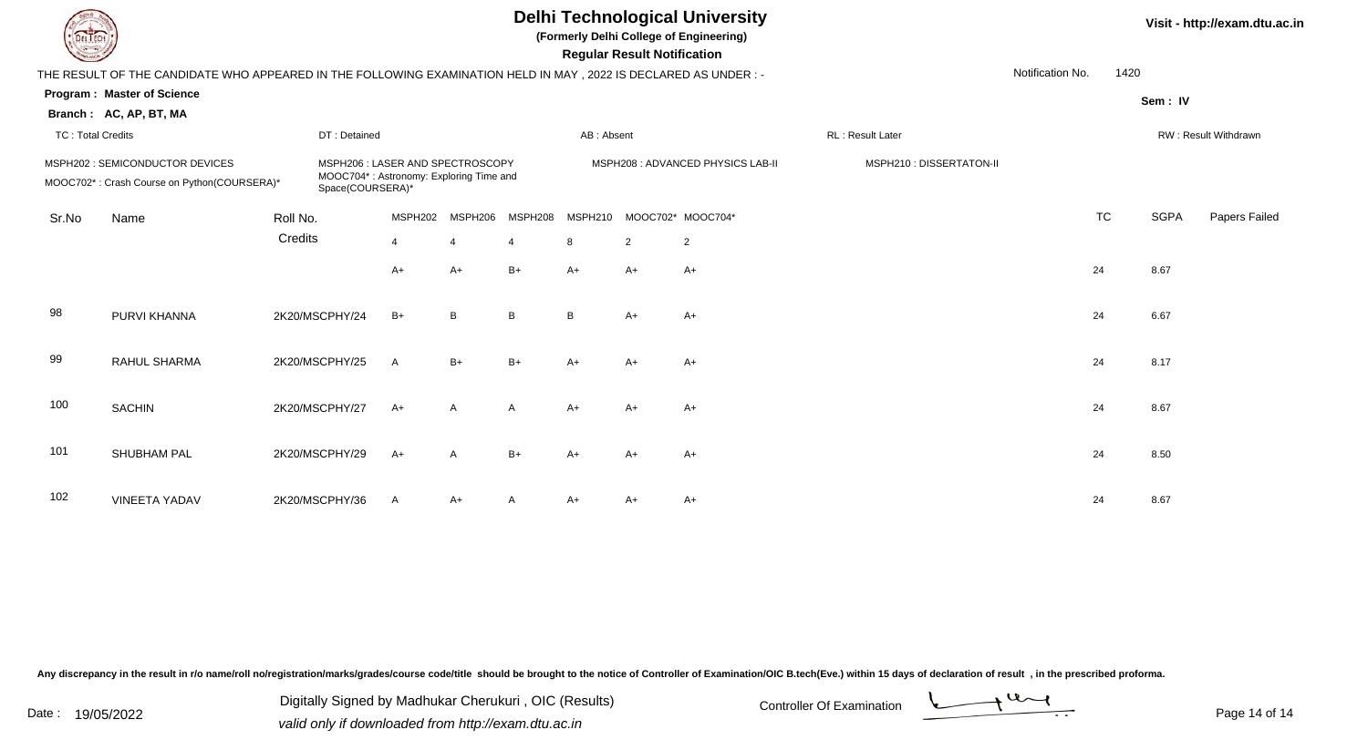# Delhi Technological University

**(Formerly Delhi College of Engineering)**

**Regular Result Notification**

Visit - http://exam.dtu.ac.in

THE RESULT OF THE CANDIDATE WHO APPEARED IN THE FOLLOWING EXAMINATION HELD IN MAY , 2022 IS DECLARED AS UNDER : -

Notification No. 1420

**Program : Master of Science**

Sem : IV

**Branch : AC, AP, BT, MA**

TC : Total Credits | DT : Detained | AB : Absent | RL : Result Later | RW : Result Withdrawn

MSPH202 : SEMICONDUCTOR DEVICES
MSPH206 : LASER AND SPECTROSCOPY
MSPH208 : ADVANCED PHYSICS LAB-II
MSPH210 : DISSERTATON-II
MOOC702* : Crash Course on Python(COURSERA)*
MOOC704* : Astronomy: Exploring Time and Space(COURSERA)*

| Sr.No | Name | Roll No. | MSPH202 | MSPH206 | MSPH208 | MSPH210 | MOOC702* | MOOC704* | TC | SGPA | Papers Failed |
|---|---|---|---|---|---|---|---|---|---|---|---|
| | | Credits | 4 | 4 | 4 | 8 | 2 | 2 | | | |
| | | | A+ | A+ | B+ | A+ | A+ | A+ | 24 | 8.67 | |
| 98 | PURVI KHANNA | 2K20/MSCPHY/24 | B+ | B | B | B | A+ | A+ | 24 | 6.67 | |
| 99 | RAHUL SHARMA | 2K20/MSCPHY/25 | A | B+ | B+ | A+ | A+ | A+ | 24 | 8.17 | |
| 100 | SACHIN | 2K20/MSCPHY/27 | A+ | A | A | A+ | A+ | A+ | 24 | 8.67 | |
| 101 | SHUBHAM PAL | 2K20/MSCPHY/29 | A+ | A | B+ | A+ | A+ | A+ | 24 | 8.50 | |
| 102 | VINEETA YADAV | 2K20/MSCPHY/36 | A | A+ | A | A+ | A+ | A+ | 24 | 8.67 | |

Any discrepancy in the result in r/o name/roll no/registration/marks/grades/course code/title should be brought to the notice of Controller of Examination/OIC B.tech(Eve.) within 15 days of declaration of result , in the prescribed proforma.

Date : 19/05/2022

Digitally Signed by Madhukar Cherukuri , OIC (Results)
*valid only if downloaded from http://exam.dtu.ac.in*

Controller Of Examination